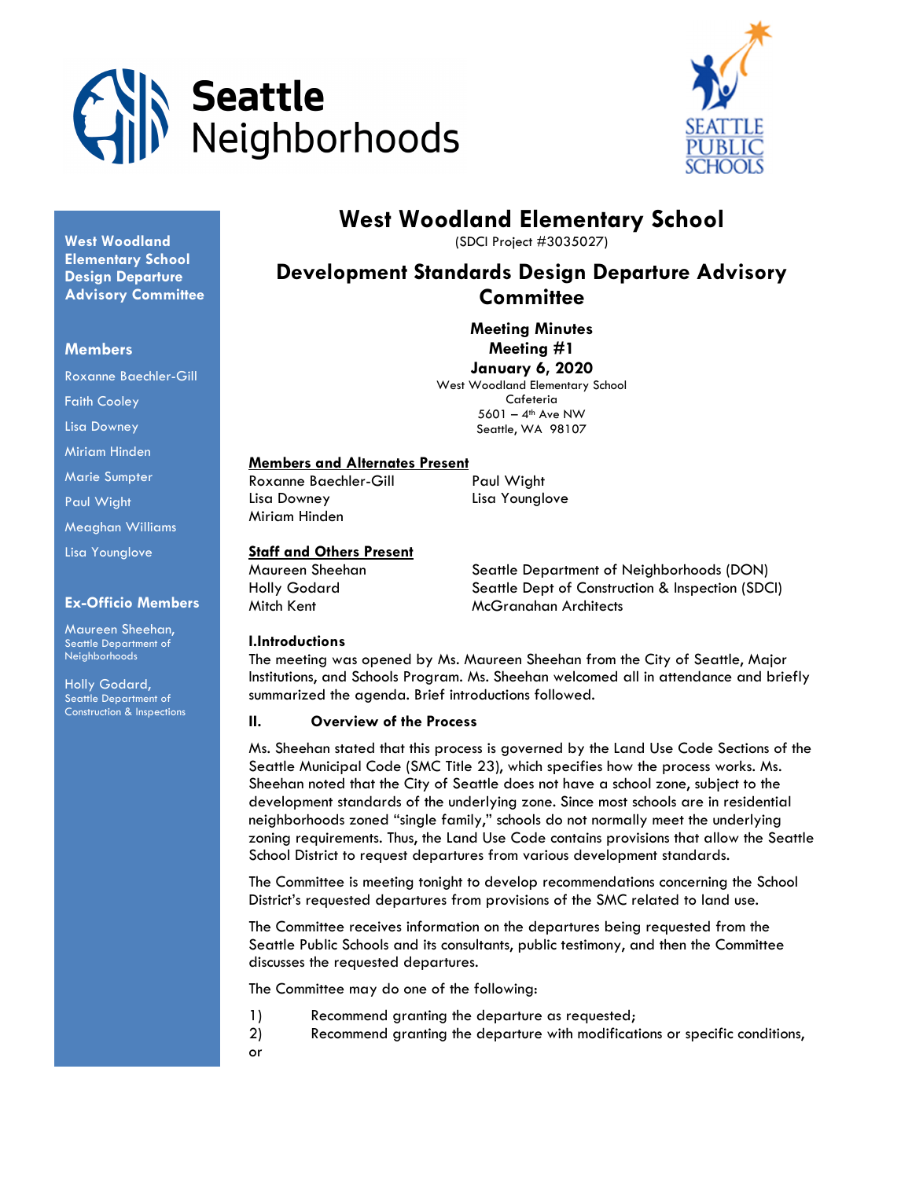Seattle Neighborhoods

SEATTLE PUBLIC SCHOOLS

**West Woodland Elementary School Design Departure Advisory Committee**

**Members**

Roxanne Baechler-Gill

Faith Cooley

Lisa Downey

Miriam Hinden

Marie Sumpter

Paul Wight

Meaghan Williams

Lisa Younglove

**Ex-Officio Members**

Maureen Sheehan, Seattle Department of Neighborhoods

Holly Godard, Seattle Department of Construction & Inspections

# West Woodland Elementary School

(SDCI Project #3035027)

## Development Standards Design Departure Advisory Committee

**Meeting Minutes**
**Meeting #1**
**January 6, 2020**

West Woodland Elementary School
Cafeteria
5601 – 4th Ave NW
Seattle, WA 98107

**Members and Alternates Present**

Roxanne Baechler-Gill
Lisa Downey
Miriam Hinden
Paul Wight
Lisa Younglove

**Staff and Others Present**

| | |
|---|---|
| Maureen Sheehan | Seattle Department of Neighborhoods (DON) |
| Holly Godard | Seattle Dept of Construction & Inspection (SDCI) |
| Mitch Kent | McGranahan Architects |

### I. Introductions

The meeting was opened by Ms. Maureen Sheehan from the City of Seattle, Major Institutions, and Schools Program. Ms. Sheehan welcomed all in attendance and briefly summarized the agenda. Brief introductions followed.

### II. Overview of the Process

Ms. Sheehan stated that this process is governed by the Land Use Code Sections of the Seattle Municipal Code (SMC Title 23), which specifies how the process works. Ms. Sheehan noted that the City of Seattle does not have a school zone, subject to the development standards of the underlying zone. Since most schools are in residential neighborhoods zoned "single family," schools do not normally meet the underlying zoning requirements. Thus, the Land Use Code contains provisions that allow the Seattle School District to request departures from various development standards.

The Committee is meeting tonight to develop recommendations concerning the School District's requested departures from provisions of the SMC related to land use.

The Committee receives information on the departures being requested from the Seattle Public Schools and its consultants, public testimony, and then the Committee discusses the requested departures.

The Committee may do one of the following:

1) Recommend granting the departure as requested;
2) Recommend granting the departure with modifications or specific conditions, or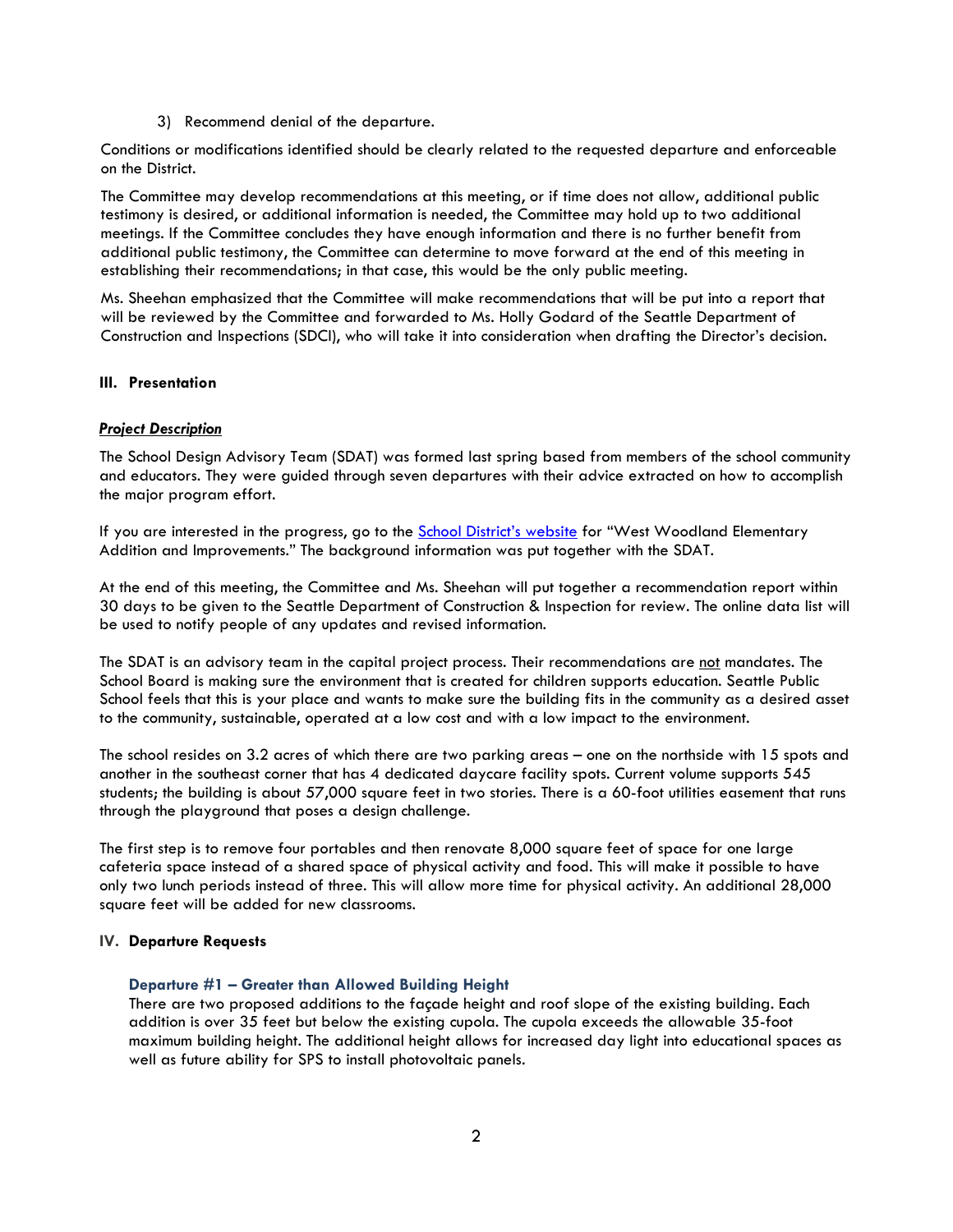3) Recommend denial of the departure.

Conditions or modifications identified should be clearly related to the requested departure and enforceable on the District.

The Committee may develop recommendations at this meeting, or if time does not allow, additional public testimony is desired, or additional information is needed, the Committee may hold up to two additional meetings. If the Committee concludes they have enough information and there is no further benefit from additional public testimony, the Committee can determine to move forward at the end of this meeting in establishing their recommendations; in that case, this would be the only public meeting.

Ms. Sheehan emphasized that the Committee will make recommendations that will be put into a report that will be reviewed by the Committee and forwarded to Ms. Holly Godard of the Seattle Department of Construction and Inspections (SDCI), who will take it into consideration when drafting the Director's decision.

## III. Presentation

***Project Description***

The School Design Advisory Team (SDAT) was formed last spring based from members of the school community and educators. They were guided through seven departures with their advice extracted on how to accomplish the major program effort.

If you are interested in the progress, go to the School District's website for "West Woodland Elementary Addition and Improvements." The background information was put together with the SDAT.

At the end of this meeting, the Committee and Ms. Sheehan will put together a recommendation report within 30 days to be given to the Seattle Department of Construction & Inspection for review. The online data list will be used to notify people of any updates and revised information.

The SDAT is an advisory team in the capital project process. Their recommendations are not mandates. The School Board is making sure the environment that is created for children supports education. Seattle Public School feels that this is your place and wants to make sure the building fits in the community as a desired asset to the community, sustainable, operated at a low cost and with a low impact to the environment.

The school resides on 3.2 acres of which there are two parking areas – one on the northside with 15 spots and another in the southeast corner that has 4 dedicated daycare facility spots. Current volume supports 545 students; the building is about 57,000 square feet in two stories. There is a 60-foot utilities easement that runs through the playground that poses a design challenge.

The first step is to remove four portables and then renovate 8,000 square feet of space for one large cafeteria space instead of a shared space of physical activity and food. This will make it possible to have only two lunch periods instead of three. This will allow more time for physical activity. An additional 28,000 square feet will be added for new classrooms.

## IV. Departure Requests

### Departure #1 – Greater than Allowed Building Height

There are two proposed additions to the façade height and roof slope of the existing building. Each addition is over 35 feet but below the existing cupola. The cupola exceeds the allowable 35-foot maximum building height. The additional height allows for increased day light into educational spaces as well as future ability for SPS to install photovoltaic panels.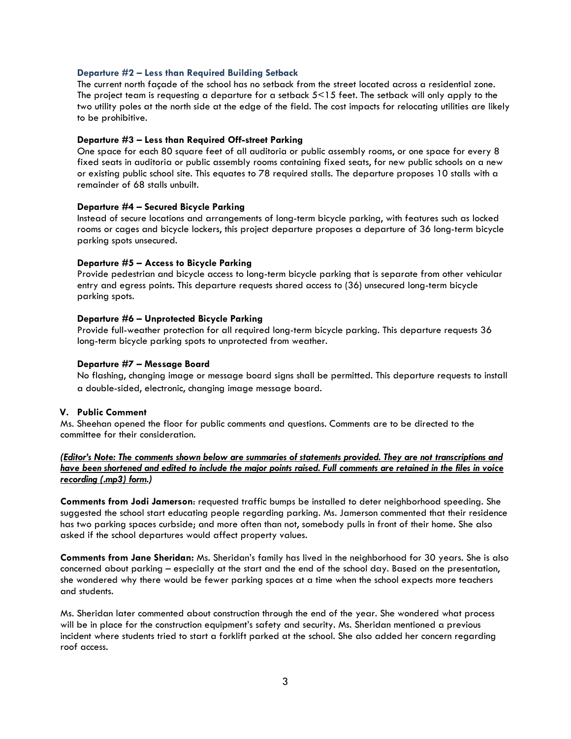#### Departure #2 – Less than Required Building Setback

The current north façade of the school has no setback from the street located across a residential zone. The project team is requesting a departure for a setback 5<15 feet. The setback will only apply to the two utility poles at the north side at the edge of the field. The cost impacts for relocating utilities are likely to be prohibitive.

#### Departure #3 – Less than Required Off-street Parking

One space for each 80 square feet of all auditoria or public assembly rooms, or one space for every 8 fixed seats in auditoria or public assembly rooms containing fixed seats, for new public schools on a new or existing public school site. This equates to 78 required stalls. The departure proposes 10 stalls with a remainder of 68 stalls unbuilt.

#### Departure #4 – Secured Bicycle Parking

Instead of secure locations and arrangements of long-term bicycle parking, with features such as locked rooms or cages and bicycle lockers, this project departure proposes a departure of 36 long-term bicycle parking spots unsecured.

#### Departure #5 – Access to Bicycle Parking

Provide pedestrian and bicycle access to long-term bicycle parking that is separate from other vehicular entry and egress points. This departure requests shared access to (36) unsecured long-term bicycle parking spots.

#### Departure #6 – Unprotected Bicycle Parking

Provide full-weather protection for all required long-term bicycle parking. This departure requests 36 long-term bicycle parking spots to unprotected from weather.

#### Departure #7 – Message Board

No flashing, changing image or message board signs shall be permitted. This departure requests to install a double-sided, electronic, changing image message board.

## V. Public Comment

Ms. Sheehan opened the floor for public comments and questions. Comments are to be directed to the committee for their consideration.

***(Editor's Note: The comments shown below are summaries of statements provided. They are not transcriptions and have been shortened and edited to include the major points raised. Full comments are retained in the files in voice recording (.mp3) form.)***

**Comments from Jodi Jamerson**: requested traffic bumps be installed to deter neighborhood speeding. She suggested the school start educating people regarding parking. Ms. Jamerson commented that their residence has two parking spaces curbside; and more often than not, somebody pulls in front of their home. She also asked if the school departures would affect property values.

**Comments from Jane Sheridan:** Ms. Sheridan's family has lived in the neighborhood for 30 years. She is also concerned about parking – especially at the start and the end of the school day. Based on the presentation, she wondered why there would be fewer parking spaces at a time when the school expects more teachers and students.

Ms. Sheridan later commented about construction through the end of the year. She wondered what process will be in place for the construction equipment's safety and security. Ms. Sheridan mentioned a previous incident where students tried to start a forklift parked at the school. She also added her concern regarding roof access.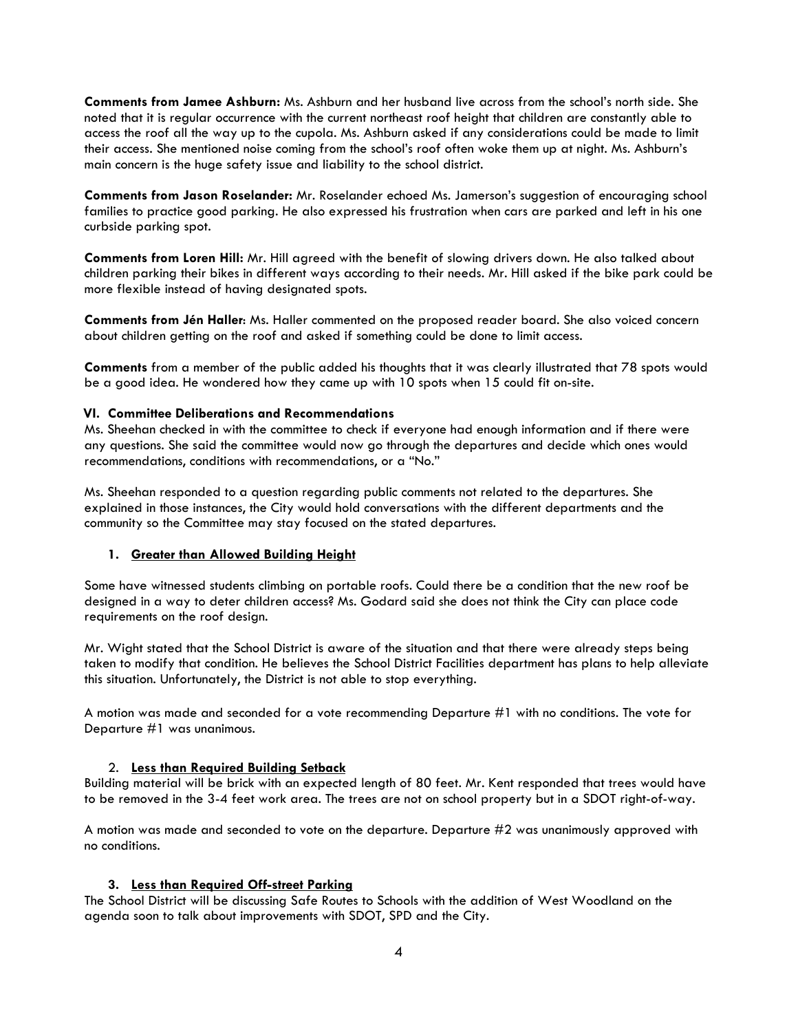**Comments from Jamee Ashburn:** Ms. Ashburn and her husband live across from the school's north side. She noted that it is regular occurrence with the current northeast roof height that children are constantly able to access the roof all the way up to the cupola. Ms. Ashburn asked if any considerations could be made to limit their access. She mentioned noise coming from the school's roof often woke them up at night. Ms. Ashburn's main concern is the huge safety issue and liability to the school district.

**Comments from Jason Roselander:** Mr. Roselander echoed Ms. Jamerson's suggestion of encouraging school families to practice good parking. He also expressed his frustration when cars are parked and left in his one curbside parking spot.

**Comments from Loren Hill:** Mr. Hill agreed with the benefit of slowing drivers down. He also talked about children parking their bikes in different ways according to their needs. Mr. Hill asked if the bike park could be more flexible instead of having designated spots.

**Comments from Jén Haller**: Ms. Haller commented on the proposed reader board. She also voiced concern about children getting on the roof and asked if something could be done to limit access.

**Comments** from a member of the public added his thoughts that it was clearly illustrated that 78 spots would be a good idea. He wondered how they came up with 10 spots when 15 could fit on-site.

### VI. Committee Deliberations and Recommendations

Ms. Sheehan checked in with the committee to check if everyone had enough information and if there were any questions. She said the committee would now go through the departures and decide which ones would recommendations, conditions with recommendations, or a "No."

Ms. Sheehan responded to a question regarding public comments not related to the departures. She explained in those instances, the City would hold conversations with the different departments and the community so the Committee may stay focused on the stated departures.

#### 1. Greater than Allowed Building Height

Some have witnessed students climbing on portable roofs. Could there be a condition that the new roof be designed in a way to deter children access? Ms. Godard said she does not think the City can place code requirements on the roof design.

Mr. Wight stated that the School District is aware of the situation and that there were already steps being taken to modify that condition. He believes the School District Facilities department has plans to help alleviate this situation. Unfortunately, the District is not able to stop everything.

A motion was made and seconded for a vote recommending Departure #1 with no conditions. The vote for Departure #1 was unanimous.

#### 2. Less than Required Building Setback

Building material will be brick with an expected length of 80 feet. Mr. Kent responded that trees would have to be removed in the 3-4 feet work area. The trees are not on school property but in a SDOT right-of-way.

A motion was made and seconded to vote on the departure. Departure #2 was unanimously approved with no conditions.

#### 3. Less than Required Off-street Parking

The School District will be discussing Safe Routes to Schools with the addition of West Woodland on the agenda soon to talk about improvements with SDOT, SPD and the City.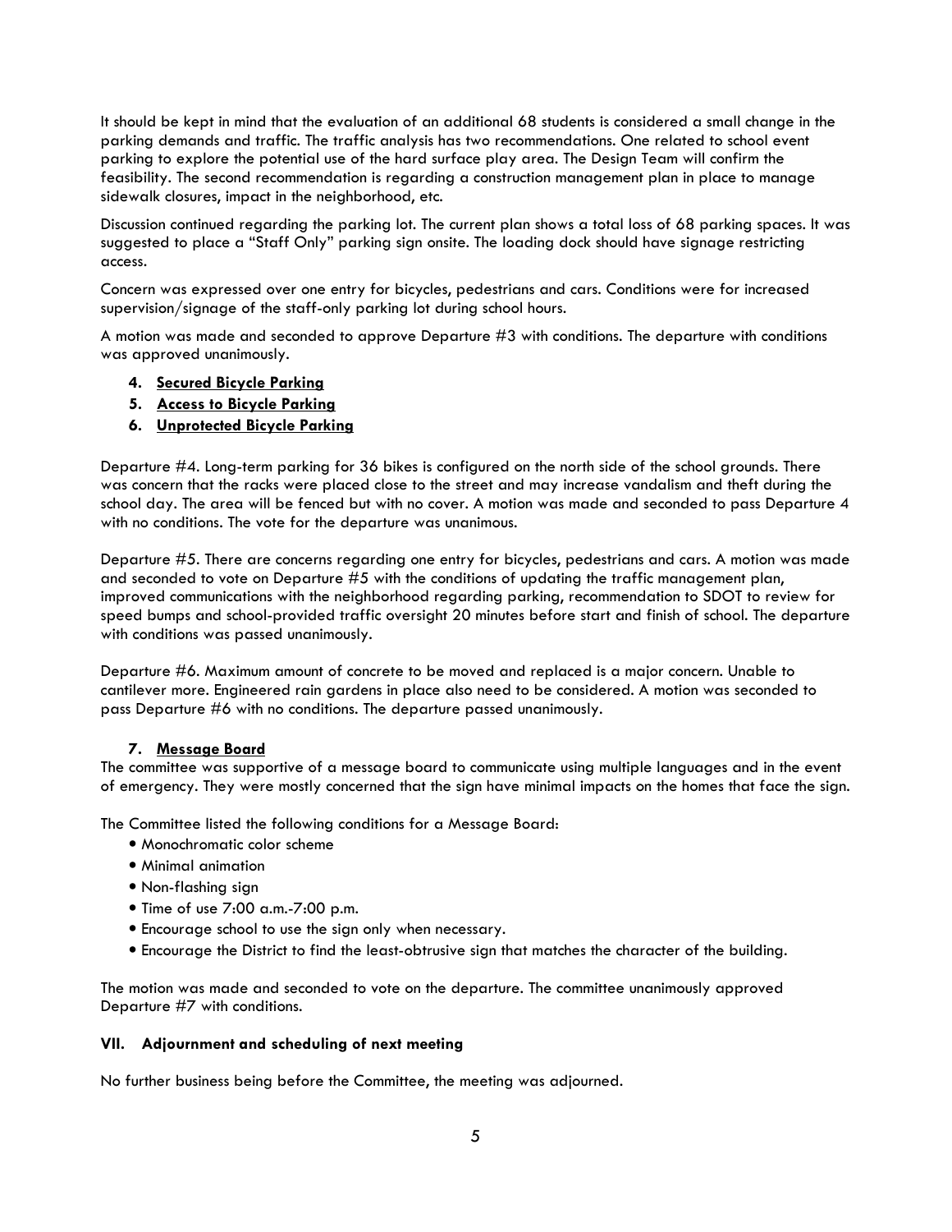It should be kept in mind that the evaluation of an additional 68 students is considered a small change in the parking demands and traffic. The traffic analysis has two recommendations. One related to school event parking to explore the potential use of the hard surface play area. The Design Team will confirm the feasibility. The second recommendation is regarding a construction management plan in place to manage sidewalk closures, impact in the neighborhood, etc.

Discussion continued regarding the parking lot. The current plan shows a total loss of 68 parking spaces. It was suggested to place a "Staff Only" parking sign onsite. The loading dock should have signage restricting access.

Concern was expressed over one entry for bicycles, pedestrians and cars. Conditions were for increased supervision/signage of the staff-only parking lot during school hours.

A motion was made and seconded to approve Departure #3 with conditions. The departure with conditions was approved unanimously.

4. **Secured Bicycle Parking**
5. **Access to Bicycle Parking**
6. **Unprotected Bicycle Parking**

Departure #4. Long-term parking for 36 bikes is configured on the north side of the school grounds. There was concern that the racks were placed close to the street and may increase vandalism and theft during the school day. The area will be fenced but with no cover. A motion was made and seconded to pass Departure 4 with no conditions. The vote for the departure was unanimous.

Departure #5. There are concerns regarding one entry for bicycles, pedestrians and cars. A motion was made and seconded to vote on Departure #5 with the conditions of updating the traffic management plan, improved communications with the neighborhood regarding parking, recommendation to SDOT to review for speed bumps and school-provided traffic oversight 20 minutes before start and finish of school. The departure with conditions was passed unanimously.

Departure #6. Maximum amount of concrete to be moved and replaced is a major concern. Unable to cantilever more. Engineered rain gardens in place also need to be considered. A motion was seconded to pass Departure #6 with no conditions. The departure passed unanimously.

7. **Message Board**

The committee was supportive of a message board to communicate using multiple languages and in the event of emergency. They were mostly concerned that the sign have minimal impacts on the homes that face the sign.

The Committee listed the following conditions for a Message Board:

- Monochromatic color scheme
- Minimal animation
- Non-flashing sign
- Time of use 7:00 a.m.-7:00 p.m.
- Encourage school to use the sign only when necessary.
- Encourage the District to find the least-obtrusive sign that matches the character of the building.

The motion was made and seconded to vote on the departure. The committee unanimously approved Departure #7 with conditions.

### VII. Adjournment and scheduling of next meeting

No further business being before the Committee, the meeting was adjourned.